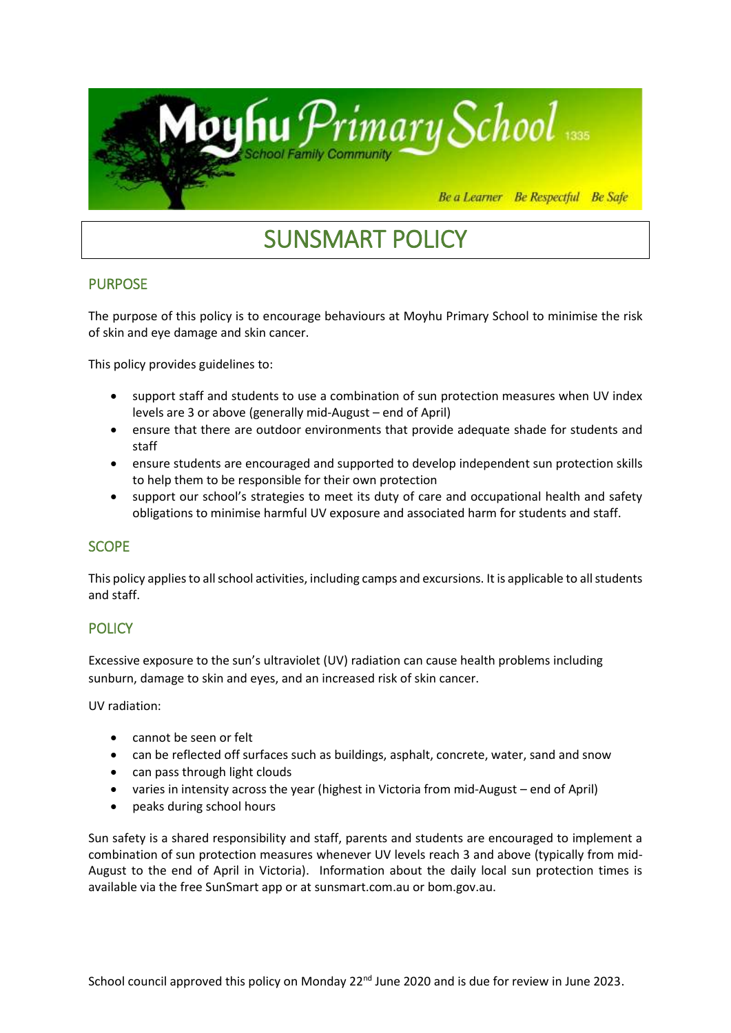Moyhu Primary School

School Family Community

Be a Learner Be Respectful Be Safe

# SUNSMART POLICY

## PURPOSE

The purpose of this policy is to encourage behaviours at Moyhu Primary School to minimise the risk of skin and eye damage and skin cancer.

This policy provides guidelines to:

- support staff and students to use a combination of sun protection measures when UV index levels are 3 or above (generally mid-August – end of April)
- ensure that there are outdoor environments that provide adequate shade for students and staff
- ensure students are encouraged and supported to develop independent sun protection skills to help them to be responsible for their own protection
- support our school's strategies to meet its duty of care and occupational health and safety obligations to minimise harmful UV exposure and associated harm for students and staff.

## SCOPE

This policy applies to all school activities, including camps and excursions. It is applicable to all students and staff.

## POLICY

Excessive exposure to the sun's ultraviolet (UV) radiation can cause health problems including sunburn, damage to skin and eyes, and an increased risk of skin cancer.

UV radiation:

- cannot be seen or felt
- can be reflected off surfaces such as buildings, asphalt, concrete, water, sand and snow
- can pass through light clouds
- varies in intensity across the year (highest in Victoria from mid-August – end of April)
- peaks during school hours

Sun safety is a shared responsibility and staff, parents and students are encouraged to implement a combination of sun protection measures whenever UV levels reach 3 and above (typically from mid-August to the end of April in Victoria). Information about the daily local sun protection times is available via the free SunSmart app or at sunsmart.com.au or bom.gov.au.

School council approved this policy on Monday 22nd June 2020 and is due for review in June 2023.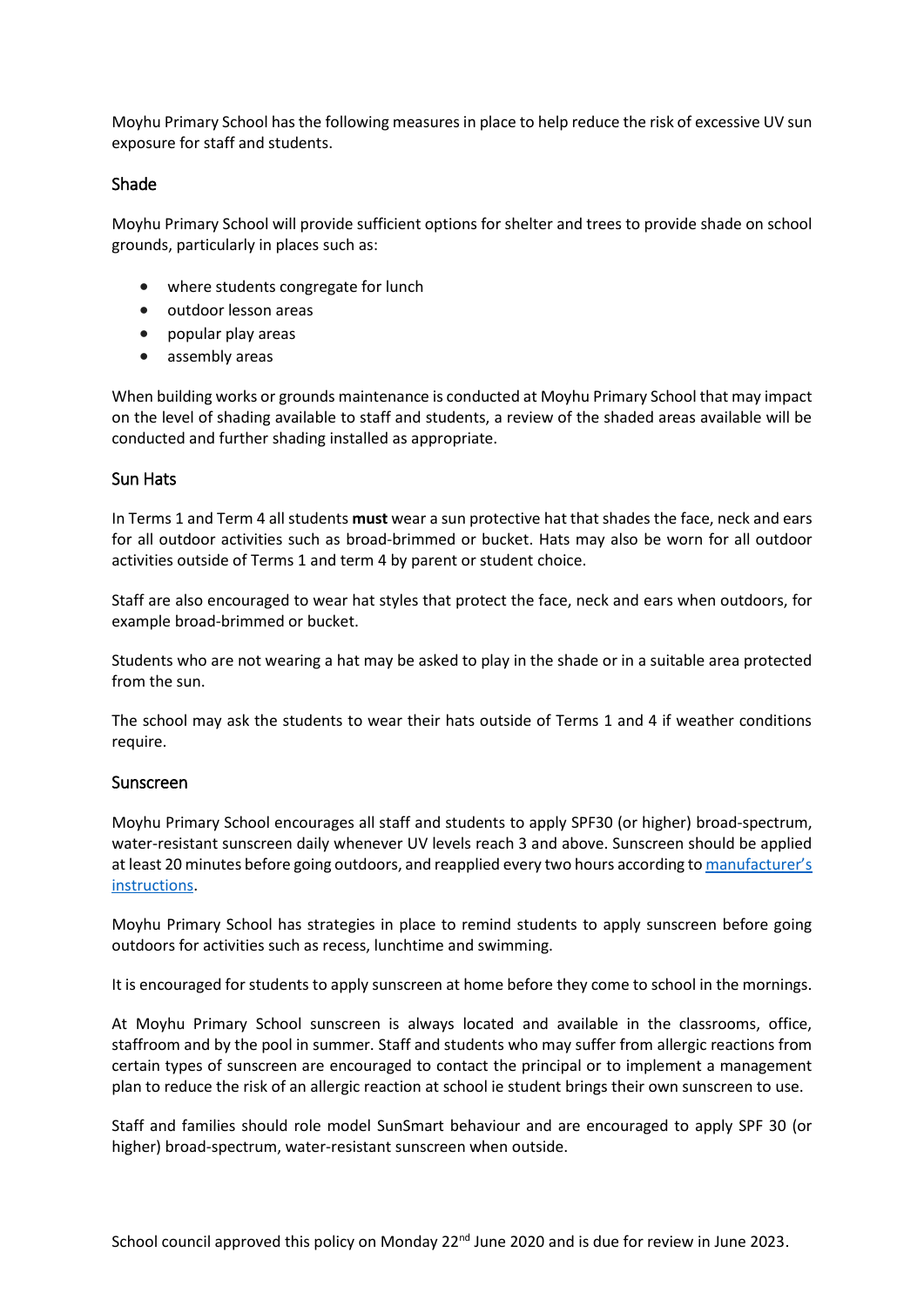Moyhu Primary School has the following measures in place to help reduce the risk of excessive UV sun exposure for staff and students.

## Shade

Moyhu Primary School will provide sufficient options for shelter and trees to provide shade on school grounds, particularly in places such as:

- where students congregate for lunch
- outdoor lesson areas
- popular play areas
- assembly areas

When building works or grounds maintenance is conducted at Moyhu Primary School that may impact on the level of shading available to staff and students, a review of the shaded areas available will be conducted and further shading installed as appropriate.

## Sun Hats

In Terms 1 and Term 4 all students **must** wear a sun protective hat that shades the face, neck and ears for all outdoor activities such as broad-brimmed or bucket. Hats may also be worn for all outdoor activities outside of Terms 1 and term 4 by parent or student choice.

Staff are also encouraged to wear hat styles that protect the face, neck and ears when outdoors, for example broad-brimmed or bucket.

Students who are not wearing a hat may be asked to play in the shade or in a suitable area protected from the sun.

The school may ask the students to wear their hats outside of Terms 1 and 4 if weather conditions require.

## Sunscreen

Moyhu Primary School encourages all staff and students to apply SPF30 (or higher) broad-spectrum, water-resistant sunscreen daily whenever UV levels reach 3 and above. Sunscreen should be applied at least 20 minutes before going outdoors, and reapplied every two hours according to [manufacturer's instructions](#).

Moyhu Primary School has strategies in place to remind students to apply sunscreen before going outdoors for activities such as recess, lunchtime and swimming.

It is encouraged for students to apply sunscreen at home before they come to school in the mornings.

At Moyhu Primary School sunscreen is always located and available in the classrooms, office, staffroom and by the pool in summer. Staff and students who may suffer from allergic reactions from certain types of sunscreen are encouraged to contact the principal or to implement a management plan to reduce the risk of an allergic reaction at school ie student brings their own sunscreen to use.

Staff and families should role model SunSmart behaviour and are encouraged to apply SPF 30 (or higher) broad-spectrum, water-resistant sunscreen when outside.

School council approved this policy on Monday 22nd June 2020 and is due for review in June 2023.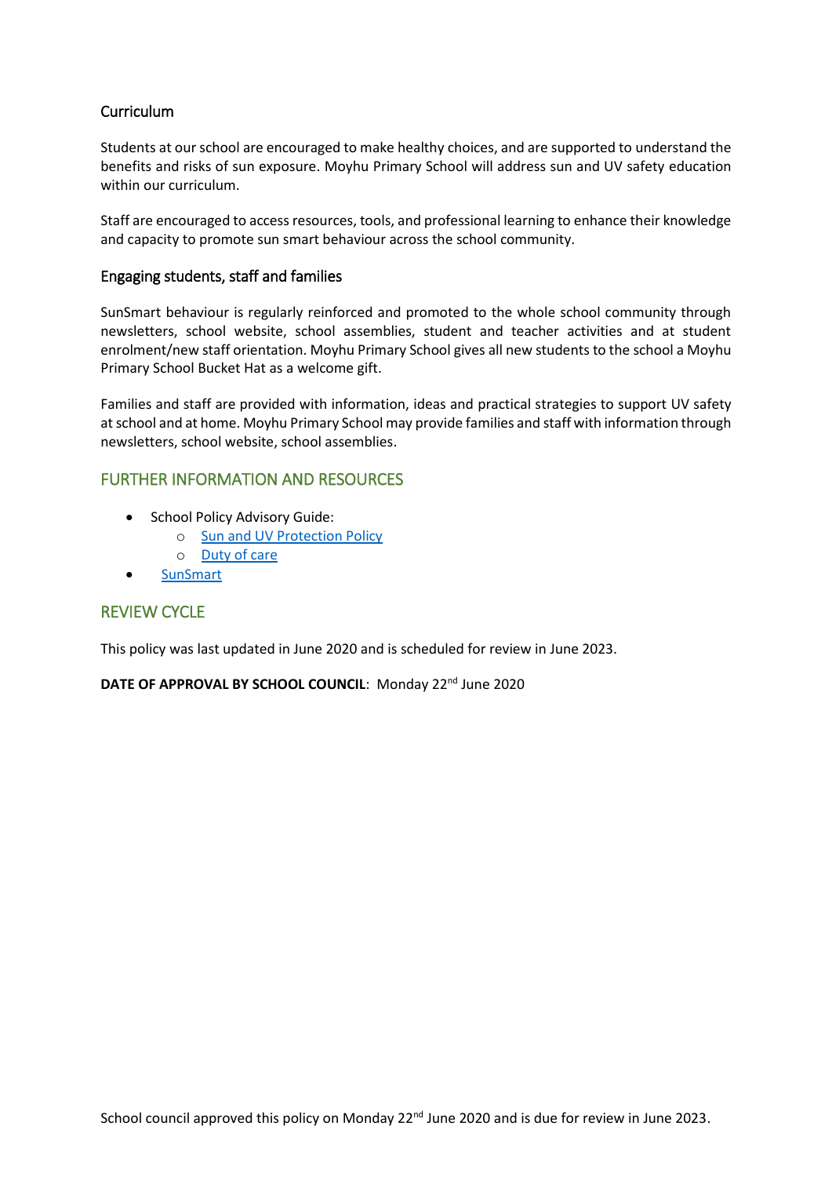### Curriculum

Students at our school are encouraged to make healthy choices, and are supported to understand the benefits and risks of sun exposure. Moyhu Primary School will address sun and UV safety education within our curriculum.

Staff are encouraged to access resources, tools, and professional learning to enhance their knowledge and capacity to promote sun smart behaviour across the school community.

### Engaging students, staff and families

SunSmart behaviour is regularly reinforced and promoted to the whole school community through newsletters, school website, school assemblies, student and teacher activities and at student enrolment/new staff orientation. Moyhu Primary School gives all new students to the school a Moyhu Primary School Bucket Hat as a welcome gift.

Families and staff are provided with information, ideas and practical strategies to support UV safety at school and at home. Moyhu Primary School may provide families and staff with information through newsletters, school website, school assemblies.

## FURTHER INFORMATION AND RESOURCES

- School Policy Advisory Guide:
  - Sun and UV Protection Policy
  - Duty of care
- SunSmart

## REVIEW CYCLE

This policy was last updated in June 2020 and is scheduled for review in June 2023.

**DATE OF APPROVAL BY SCHOOL COUNCIL**: Monday 22nd June 2020

School council approved this policy on Monday 22nd June 2020 and is due for review in June 2023.